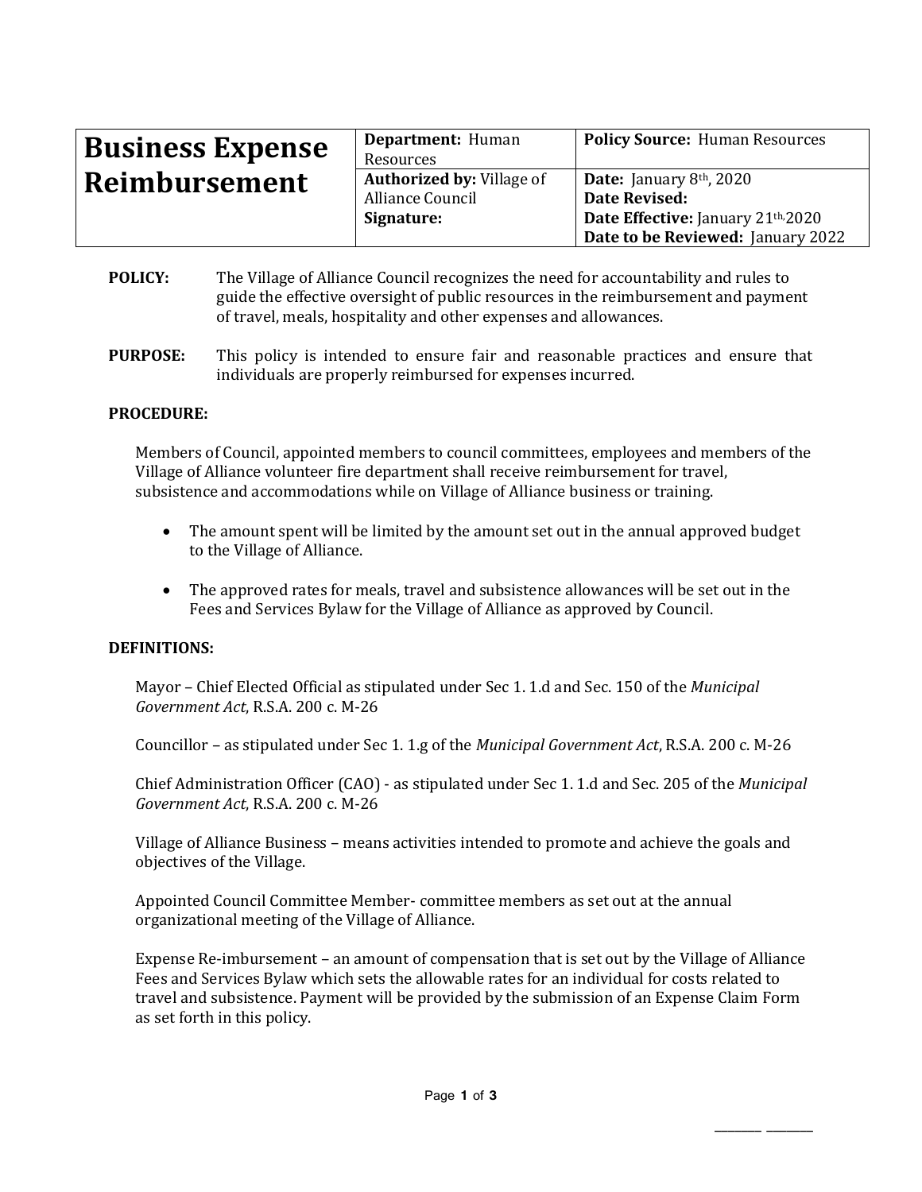| **Business Expense Reimbursement** | **Department:** Human Resources | **Policy Source:** Human Resources |
|---|---|---|
| | **Authorized by:** Village of Alliance Council<br>**Signature:** | **Date:** January 8th, 2020<br>**Date Revised:**<br>**Date Effective:** January 21th, 2020<br>**Date to be Reviewed:** January 2022 |

**POLICY:** The Village of Alliance Council recognizes the need for accountability and rules to guide the effective oversight of public resources in the reimbursement and payment of travel, meals, hospitality and other expenses and allowances.

**PURPOSE:** This policy is intended to ensure fair and reasonable practices and ensure that individuals are properly reimbursed for expenses incurred.

**PROCEDURE:**

Members of Council, appointed members to council committees, employees and members of the Village of Alliance volunteer fire department shall receive reimbursement for travel, subsistence and accommodations while on Village of Alliance business or training.

- The amount spent will be limited by the amount set out in the annual approved budget to the Village of Alliance.
- The approved rates for meals, travel and subsistence allowances will be set out in the Fees and Services Bylaw for the Village of Alliance as approved by Council.

**DEFINITIONS:**

Mayor – Chief Elected Official as stipulated under Sec 1. 1.d and Sec. 150 of the *Municipal Government Act*, R.S.A. 200 c. M-26

Councillor – as stipulated under Sec 1. 1.g of the *Municipal Government Act*, R.S.A. 200 c. M-26

Chief Administration Officer (CAO) - as stipulated under Sec 1. 1.d and Sec. 205 of the *Municipal Government Act*, R.S.A. 200 c. M-26

Village of Alliance Business – means activities intended to promote and achieve the goals and objectives of the Village.

Appointed Council Committee Member- committee members as set out at the annual organizational meeting of the Village of Alliance.

Expense Re-imbursement – an amount of compensation that is set out by the Village of Alliance Fees and Services Bylaw which sets the allowable rates for an individual for costs related to travel and subsistence. Payment will be provided by the submission of an Expense Claim Form as set forth in this policy.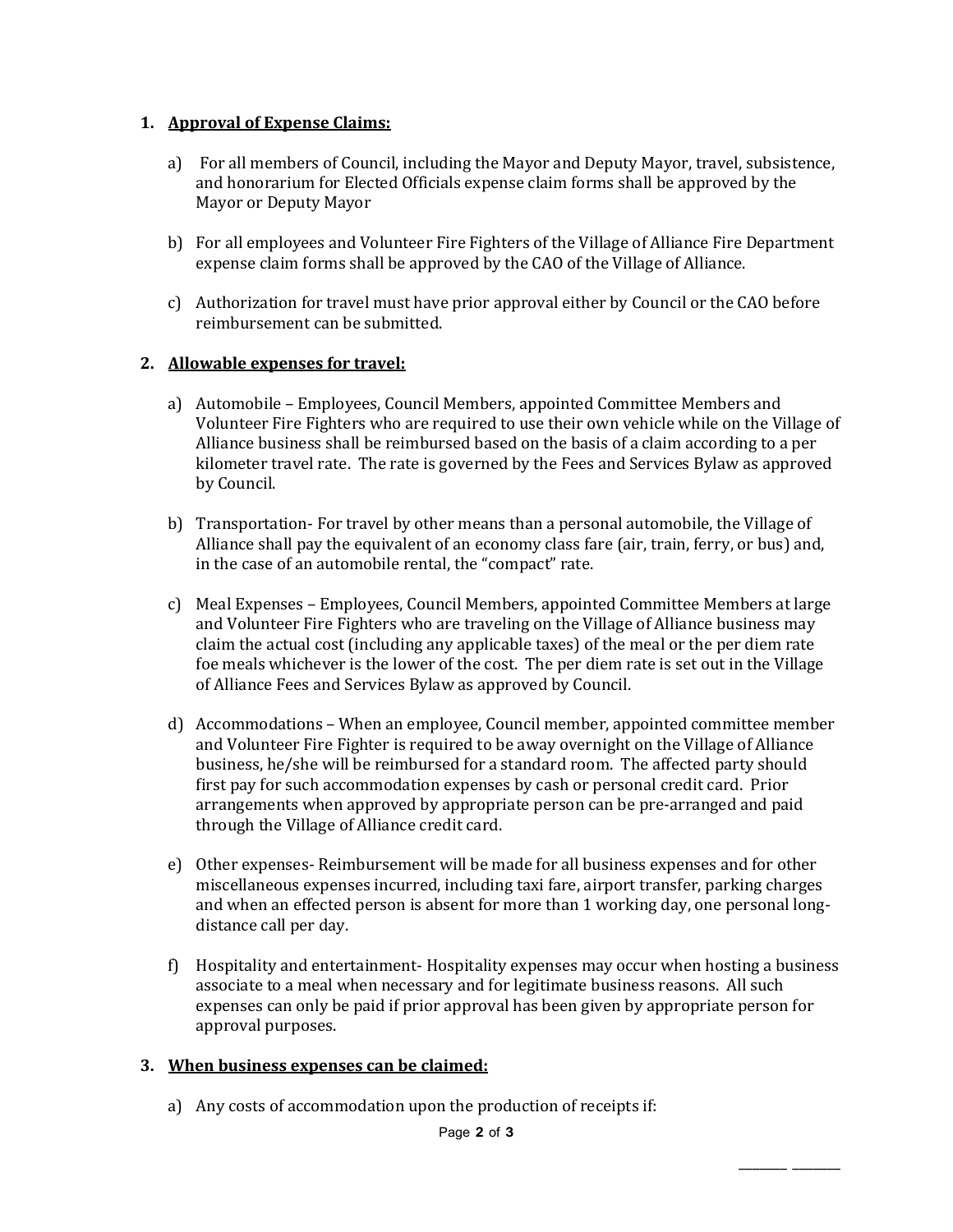1. **<u>Approval of Expense Claims:</u>**

   a) For all members of Council, including the Mayor and Deputy Mayor, travel, subsistence, and honorarium for Elected Officials expense claim forms shall be approved by the Mayor or Deputy Mayor

   b) For all employees and Volunteer Fire Fighters of the Village of Alliance Fire Department expense claim forms shall be approved by the CAO of the Village of Alliance.

   c) Authorization for travel must have prior approval either by Council or the CAO before reimbursement can be submitted.

2. **<u>Allowable expenses for travel:</u>**

   a) Automobile – Employees, Council Members, appointed Committee Members and Volunteer Fire Fighters who are required to use their own vehicle while on the Village of Alliance business shall be reimbursed based on the basis of a claim according to a per kilometer travel rate. The rate is governed by the Fees and Services Bylaw as approved by Council.

   b) Transportation- For travel by other means than a personal automobile, the Village of Alliance shall pay the equivalent of an economy class fare (air, train, ferry, or bus) and, in the case of an automobile rental, the "compact" rate.

   c) Meal Expenses – Employees, Council Members, appointed Committee Members at large and Volunteer Fire Fighters who are traveling on the Village of Alliance business may claim the actual cost (including any applicable taxes) of the meal or the per diem rate foe meals whichever is the lower of the cost. The per diem rate is set out in the Village of Alliance Fees and Services Bylaw as approved by Council.

   d) Accommodations – When an employee, Council member, appointed committee member and Volunteer Fire Fighter is required to be away overnight on the Village of Alliance business, he/she will be reimbursed for a standard room. The affected party should first pay for such accommodation expenses by cash or personal credit card. Prior arrangements when approved by appropriate person can be pre-arranged and paid through the Village of Alliance credit card.

   e) Other expenses- Reimbursement will be made for all business expenses and for other miscellaneous expenses incurred, including taxi fare, airport transfer, parking charges and when an effected person is absent for more than 1 working day, one personal long-distance call per day.

   f) Hospitality and entertainment- Hospitality expenses may occur when hosting a business associate to a meal when necessary and for legitimate business reasons. All such expenses can only be paid if prior approval has been given by appropriate person for approval purposes.

3. **<u>When business expenses can be claimed:</u>**

   a) Any costs of accommodation upon the production of receipts if:

_______ _______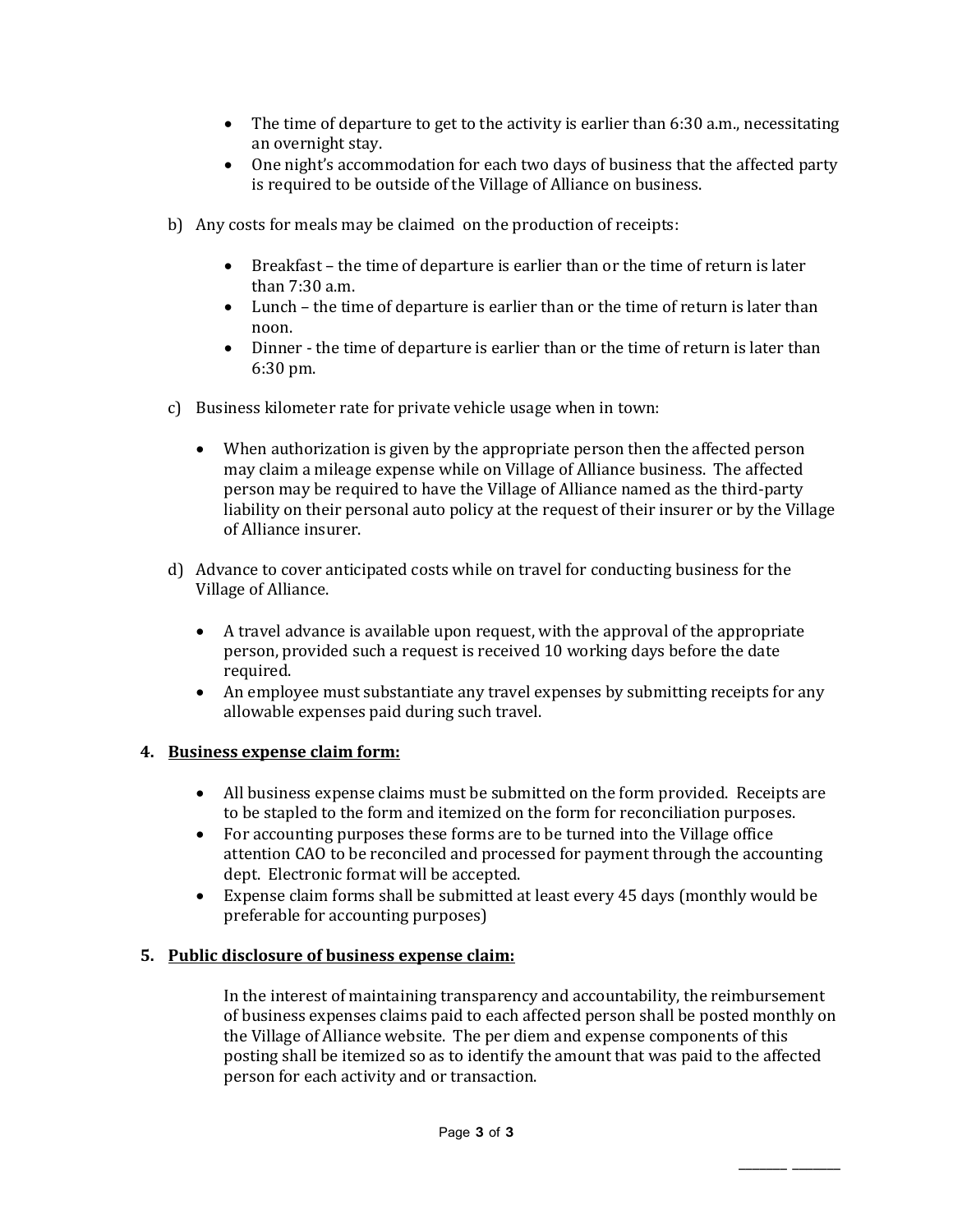- The time of departure to get to the activity is earlier than 6:30 a.m., necessitating an overnight stay.
- One night's accommodation for each two days of business that the affected party is required to be outside of the Village of Alliance on business.

b) Any costs for meals may be claimed on the production of receipts:

- Breakfast – the time of departure is earlier than or the time of return is later than 7:30 a.m.
- Lunch – the time of departure is earlier than or the time of return is later than noon.
- Dinner - the time of departure is earlier than or the time of return is later than 6:30 pm.

c) Business kilometer rate for private vehicle usage when in town:

- When authorization is given by the appropriate person then the affected person may claim a mileage expense while on Village of Alliance business. The affected person may be required to have the Village of Alliance named as the third-party liability on their personal auto policy at the request of their insurer or by the Village of Alliance insurer.

d) Advance to cover anticipated costs while on travel for conducting business for the Village of Alliance.

- A travel advance is available upon request, with the approval of the appropriate person, provided such a request is received 10 working days before the date required.
- An employee must substantiate any travel expenses by submitting receipts for any allowable expenses paid during such travel.

**4. <u>Business expense claim form:</u>**

- All business expense claims must be submitted on the form provided. Receipts are to be stapled to the form and itemized on the form for reconciliation purposes.
- For accounting purposes these forms are to be turned into the Village office attention CAO to be reconciled and processed for payment through the accounting dept. Electronic format will be accepted.
- Expense claim forms shall be submitted at least every 45 days (monthly would be preferable for accounting purposes)

**5. <u>Public disclosure of business expense claim:</u>**

In the interest of maintaining transparency and accountability, the reimbursement of business expenses claims paid to each affected person shall be posted monthly on the Village of Alliance website. The per diem and expense components of this posting shall be itemized so as to identify the amount that was paid to the affected person for each activity and or transaction.

_______ _______